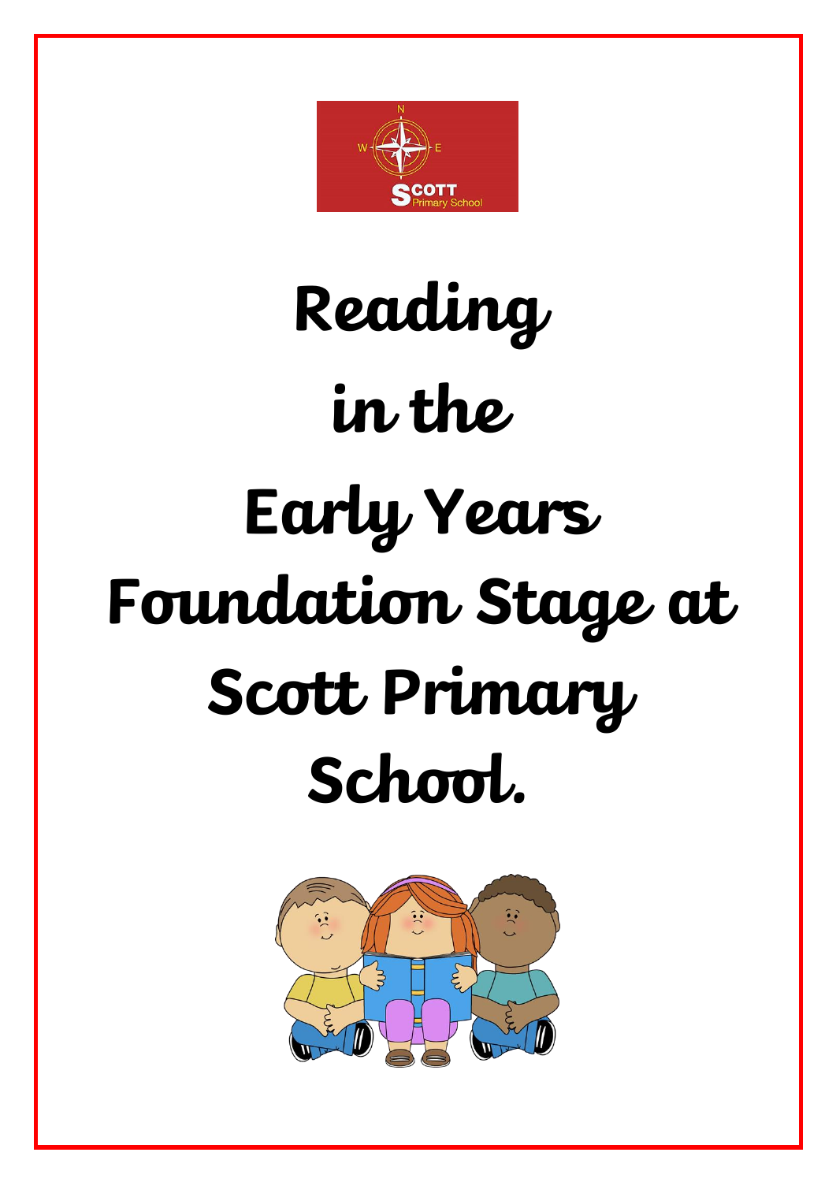# Reading in the Early Years Foundation Stage at Scott Primary School.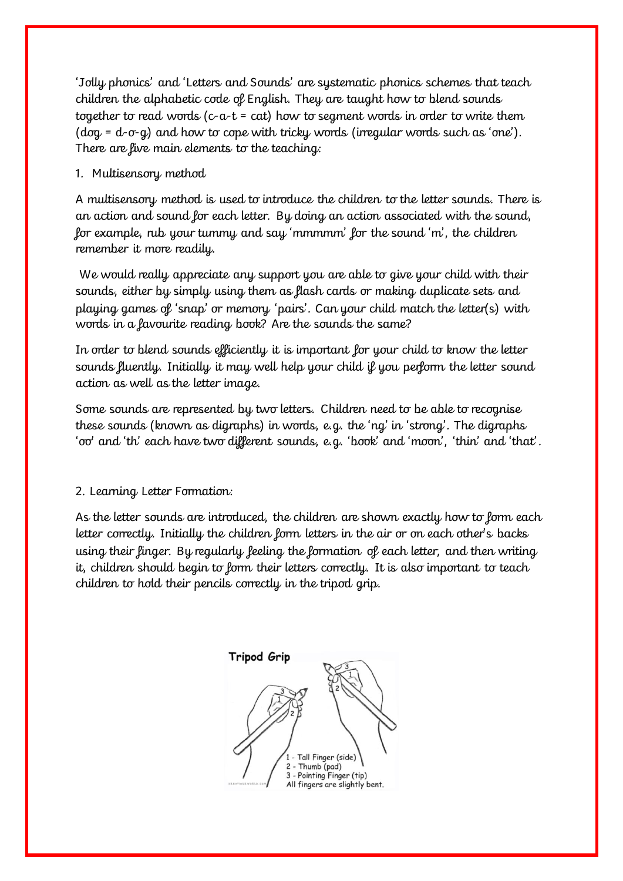'Jolly phonics' and 'Letters and Sounds' are systematic phonics schemes that teach children the alphabetic code of English. They are taught how to blend sounds together to read words (c-a-t = cat) how to segment words in order to write them (dog = d-o-g) and how to cope with tricky words (irregular words such as 'one'). There are five main elements to the teaching:

1. Multisensory method

A multisensory method is used to introduce the children to the letter sounds. There is an action and sound for each letter. By doing an action associated with the sound, for example, rub your tummy and say 'mmmmm' for the sound 'm', the children remember it more readily.

We would really appreciate any support you are able to give your child with their sounds, either by simply using them as flash cards or making duplicate sets and playing games of 'snap' or memory 'pairs'. Can your child match the letter(s) with words in a favourite reading book? Are the sounds the same?

In order to blend sounds efficiently it is important for your child to know the letter sounds fluently. Initially it may well help your child if you perform the letter sound action as well as the letter image.

Some sounds are represented by two letters. Children need to be able to recognise these sounds (known as digraphs) in words, e.g. the 'ng' in 'strong'. The digraphs 'oo' and 'th' each have two different sounds, e.g. 'book' and 'moon', 'thin' and 'that'.

2. Learning Letter Formation:

As the letter sounds are introduced, the children are shown exactly how to form each letter correctly. Initially the children form letters in the air or on each other's backs using their finger. By regularly feeling the formation of each letter, and then writing it, children should begin to form their letters correctly. It is also important to teach children to hold their pencils correctly in the tripod grip.

**Tripod Grip**

1 - Tall Finger (side)
2 - Thumb (pad)
3 - Pointing Finger (tip)
All fingers are slightly bent.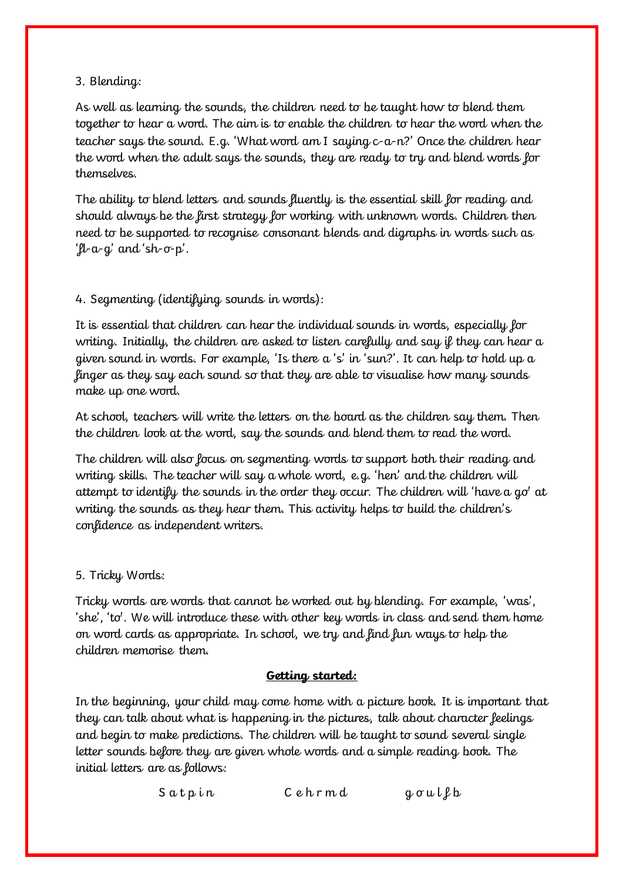3. Blending:

As well as learning the sounds, the children need to be taught how to blend them together to hear a word. The aim is to enable the children to hear the word when the teacher says the sound. E.g. 'What word am I saying c-a-n?' Once the children hear the word when the adult says the sounds, they are ready to try and blend words for themselves.

The ability to blend letters and sounds fluently is the essential skill for reading and should always be the first strategy for working with unknown words. Children then need to be supported to recognise consonant blends and digraphs in words such as 'fl-a-g' and 'sh-o-p'.

4. Segmenting (identifying sounds in words):

It is essential that children can hear the individual sounds in words, especially for writing. Initially, the children are asked to listen carefully and say if they can hear a given sound in words. For example, 'Is there a 's' in 'sun?'. It can help to hold up a finger as they say each sound so that they are able to visualise how many sounds make up one word.

At school, teachers will write the letters on the board as the children say them. Then the children look at the word, say the sounds and blend them to read the word.

The children will also focus on segmenting words to support both their reading and writing skills. The teacher will say a whole word, e.g. 'hen' and the children will attempt to identify the sounds in the order they occur. The children will 'have a go' at writing the sounds as they hear them. This activity helps to build the children's confidence as independent writers.

5. Tricky Words:

Tricky words are words that cannot be worked out by blending. For example, 'was', 'she', 'to'. We will introduce these with other key words in class and send them home on word cards as appropriate. In school, we try and find fun ways to help the children memorise them.

**Getting started:**

In the beginning, your child may come home with a picture book. It is important that they can talk about what is happening in the pictures, talk about character feelings and begin to make predictions. The children will be taught to sound several single letter sounds before they are given whole words and a simple reading book. The initial letters are as follows:

S a t p i n          C e h r m d          g o u l f b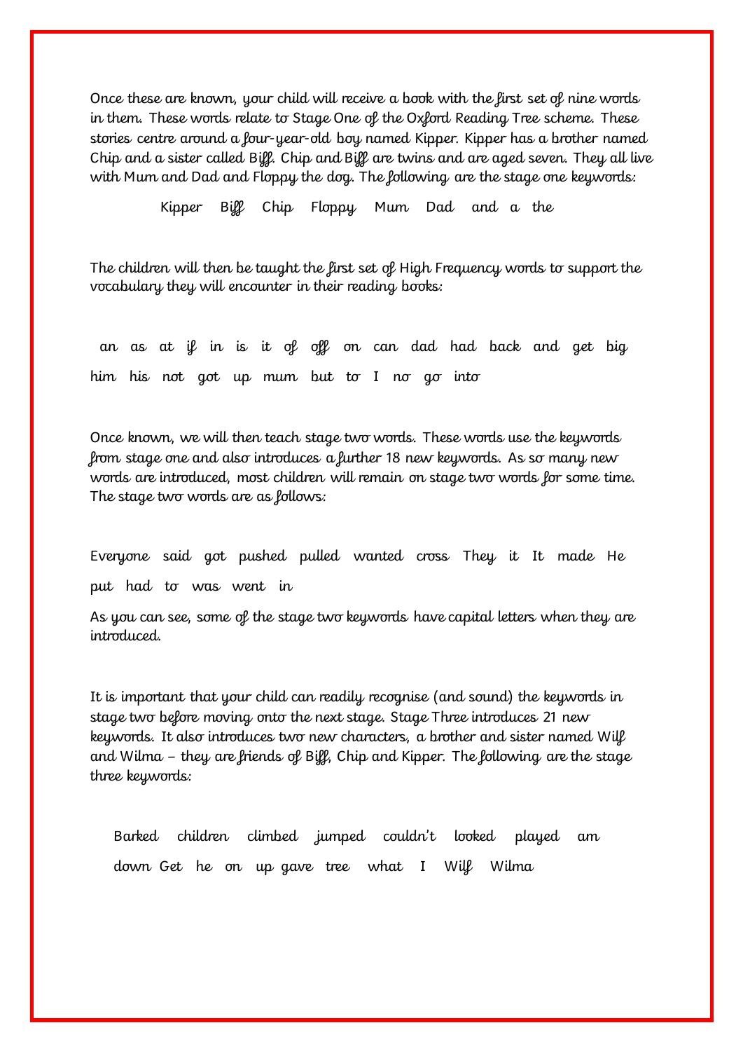Once these are known, your child will receive a book with the first set of nine words in them. These words relate to Stage One of the Oxford Reading Tree scheme. These stories centre around a four-year-old boy named Kipper. Kipper has a brother named Chip and a sister called Biff. Chip and Biff are twins and are aged seven. They all live with Mum and Dad and Floppy the dog. The following are the stage one keywords:

Kipper Biff Chip Floppy Mum Dad and a the

The children will then be taught the first set of High Frequency words to support the vocabulary they will encounter in their reading books:

an as at if in is it of off on can dad had back and get big him his not got up mum but to I no go into

Once known, we will then teach stage two words. These words use the keywords from stage one and also introduces a further 18 new keywords. As so many new words are introduced, most children will remain on stage two words for some time. The stage two words are as follows:

Everyone said got pushed pulled wanted cross They it It made He put had to was went in

As you can see, some of the stage two keywords have capital letters when they are introduced.

It is important that your child can readily recognise (and sound) the keywords in stage two before moving onto the next stage. Stage Three introduces 21 new keywords. It also introduces two new characters, a brother and sister named Wilf and Wilma – they are friends of Biff, Chip and Kipper. The following are the stage three keywords:

Barked children climbed jumped couldn't looked played am down Get he on up gave tree what I Wilf Wilma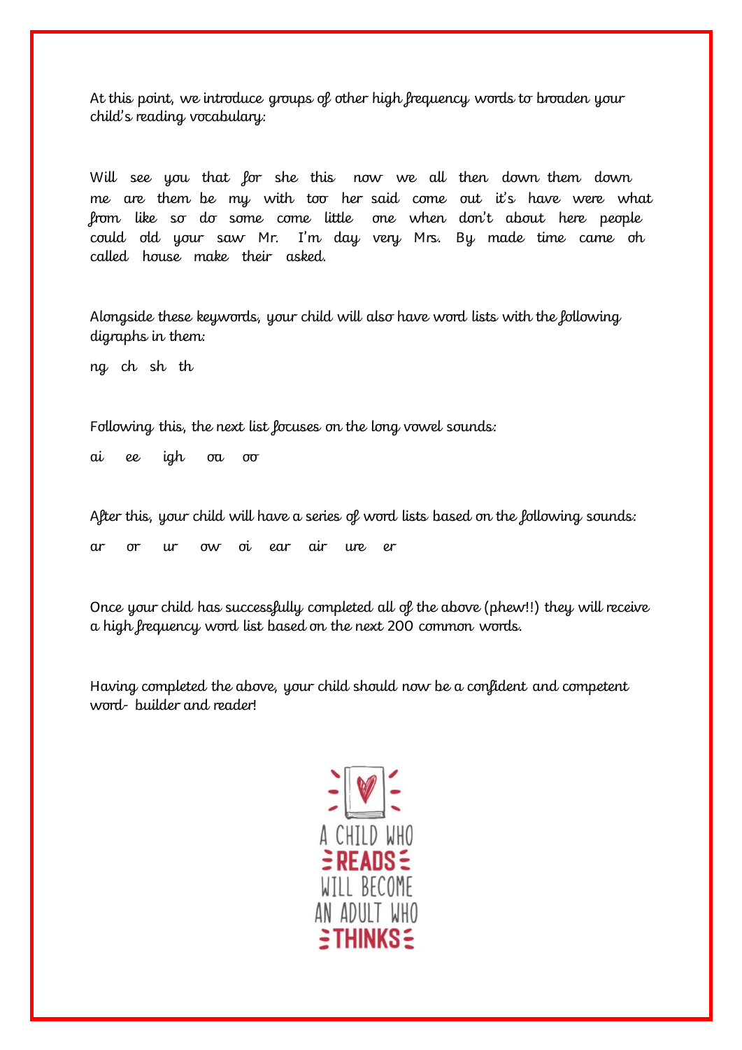At this point, we introduce groups of other high frequency words to broaden your child's reading vocabulary:

Will see you that for she this now we all then down them down me are them be my with too her said come out it's have were what from like so do some come little one when don't about here people could old your saw Mr. I'm day very Mrs. By made time came oh called house make their asked.

Alongside these keywords, your child will also have word lists with the following digraphs in them:

ng ch sh th

Following this, the next list focuses on the long vowel sounds:

ai ee igh oa oo

After this, your child will have a series of word lists based on the following sounds:

ar or ur ow oi ear air ure er

Once your child has successfully completed all of the above (phew!!) they will receive a high frequency word list based on the next 200 common words.

Having completed the above, your child should now be a confident and competent word- builder and reader!

A CHILD WHO
**READS**
WILL BECOME
AN ADULT WHO
**THINKS**